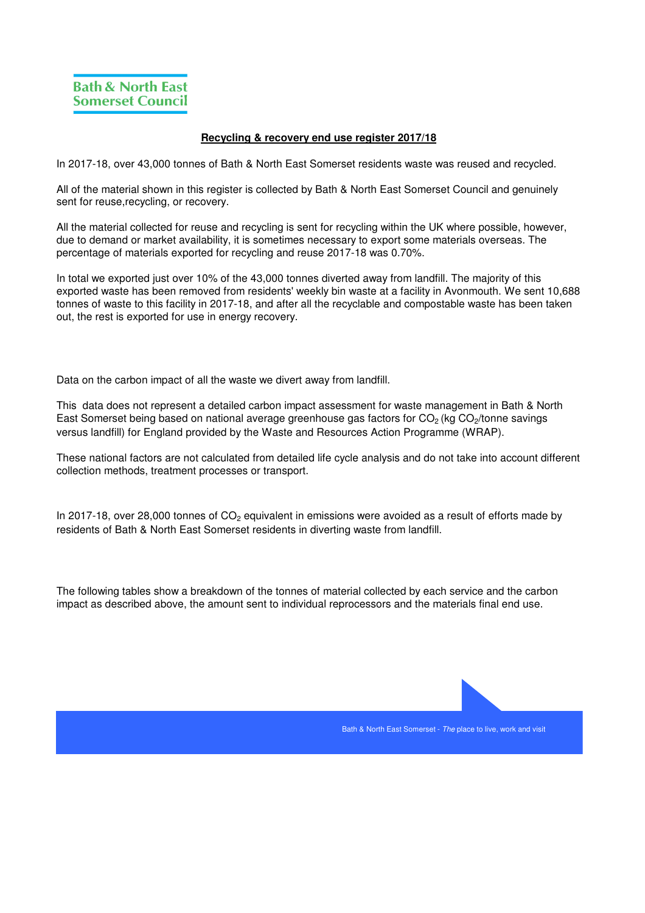Bath & North East Somerset Council

## Recycling & recovery end use register 2017/18

In 2017-18, over 43,000 tonnes of Bath & North East Somerset residents waste was reused and recycled.

All of the material shown in this register is collected by Bath & North East Somerset Council and genuinely sent for reuse,recycling, or recovery.

All the material collected for reuse and recycling is sent for recycling within the UK where possible, however, due to demand or market availability, it is sometimes necessary to export some materials overseas. The percentage of materials exported for recycling and reuse 2017-18 was 0.70%.

In total we exported just over 10% of the 43,000 tonnes diverted away from landfill. The majority of this exported waste has been removed from residents' weekly bin waste at a facility in Avonmouth. We sent 10,688 tonnes of waste to this facility in 2017-18, and after all the recyclable and compostable waste has been taken out, the rest is exported for use in energy recovery.

Data on the carbon impact of all the waste we divert away from landfill.

This data does not represent a detailed carbon impact assessment for waste management in Bath & North East Somerset being based on national average greenhouse gas factors for $CO_2$ (kg $CO_2$/tonne savings versus landfill) for England provided by the Waste and Resources Action Programme (WRAP).

These national factors are not calculated from detailed life cycle analysis and do not take into account different collection methods, treatment processes or transport.

In 2017-18, over 28,000 tonnes of $CO_2$ equivalent in emissions were avoided as a result of efforts made by residents of Bath & North East Somerset residents in diverting waste from landfill.

The following tables show a breakdown of the tonnes of material collected by each service and the carbon impact as described above, the amount sent to individual reprocessors and the materials final end use.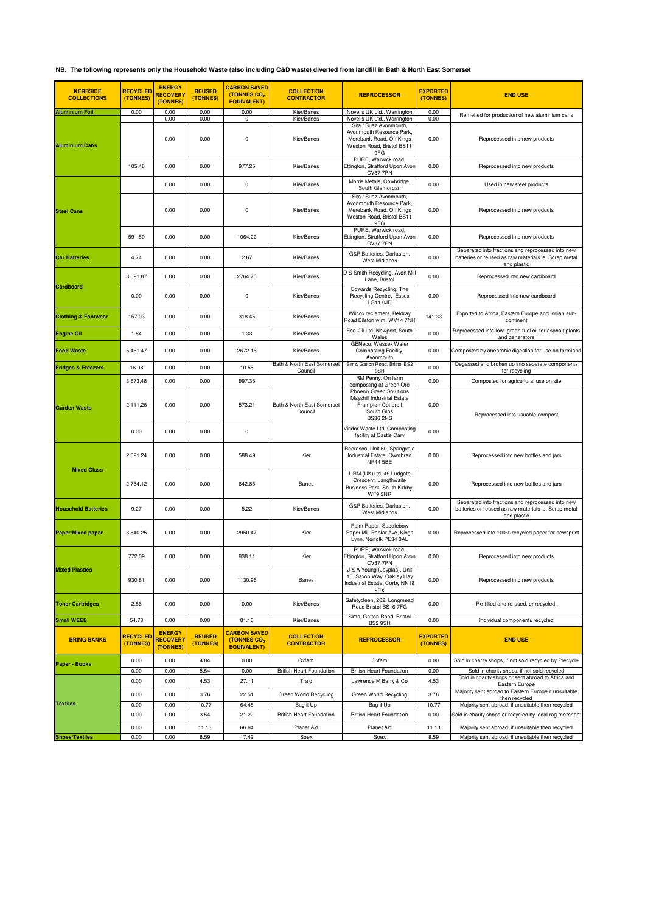**NB. The following represents only the Household Waste (also including C&D waste) diverted from landfill in Bath & North East Somerset**

| KERBSIDE COLLECTIONS | RECYCLED (TONNES) | ENERGY RECOVERY (TONNES) | REUSED (TONNES) | CARBON SAVED (TONNES $CO_2$ EQUIVALENT) | COLLECTION CONTRACTOR | REPROCESSOR | EXPORTED (TONNES) | END USE |
|---|---|---|---|---|---|---|---|---|
| Aluminium Foil | 0.00 | 0.00 | 0.00 | 0.00 | Kier/Banes | Novelis UK Ltd., Warrington | 0.00 | Remelted for production of new aluminium cans |
| | | 0.00 | 0.00 | 0 | Kier/Banes | Novelis UK Ltd., Warrington | 0.00 | |
| Aluminium Cans | | 0.00 | 0.00 | 0 | Kier/Banes | Sita / Suez Avonmouth, Avonmouth Resource Park, Merebank Road, Off Kings Weston Road, Bristol BS11 9FG | 0.00 | Reprocessed into new products |
| | 105.46 | 0.00 | 0.00 | 977.25 | Kier/Banes | PURE, Warwick road, Ettington, Stratford Upon Avon CV37 7PN | 0.00 | Reprocessed into new products |
| Steel Cans | | 0.00 | 0.00 | 0 | Kier/Banes | Morris Metals, Cowbridge, South Glamorgan | 0.00 | Used in new steel products |
| | | 0.00 | 0.00 | 0 | Kier/Banes | Sita / Suez Avonmouth, Avonmouth Resource Park, Merebank Road, Off Kings Weston Road, Bristol BS11 9FG | 0.00 | Reprocessed into new products |
| | 591.50 | 0.00 | 0.00 | 1064.22 | Kier/Banes | PURE, Warwick road, Ettington, Stratford Upon Avon CV37 7PN | 0.00 | Reprocessed into new products |
| Car Batteries | 4.74 | 0.00 | 0.00 | 2.67 | Kier/Banes | G&P Batteries, Darlaston, West Midlands | 0.00 | Separated into fractions and reprocessed into new batteries or reused as raw materials ie. Scrap metal and plastic |
| Cardboard | 3,091.87 | 0.00 | 0.00 | 2764.75 | Kier/Banes | D S Smith Recycling, Avon Mill Lane, Bristol | 0.00 | Reprocessed into new cardboard |
| | 0.00 | 0.00 | 0.00 | 0 | Kier/Banes | Edwards Recycling, The Recycling Centre, Essex LG11 0JD | 0.00 | Reprocessed into new cardboard |
| Clothing & Footwear | 157.03 | 0.00 | 0.00 | 318.45 | Kier/Banes | Wilcox reclamers, Beldray Road Bilston w.m. WV14 7NH | 141.33 | Exported to Africa, Eastern Europe and Indian sub-continent |
| Engine Oil | 1.84 | 0.00 | 0.00 | 1.33 | Kier/Banes | Eco-Oil Ltd, Newport, South Wales | 0.00 | Reprocessed into low -grade fuel oil for asphalt plants and generators |
| Food Waste | 5,461.47 | 0.00 | 0.00 | 2672.16 | Kier/Banes | GENeco, Wessex Water Composting Facility, Avonmouth | 0.00 | Composted by anearobic digestion for use on farmland |
| Fridges & Freezers | 16.08 | 0.00 | 0.00 | 10.55 | Bath & North East Somerset Council | Sims, Gatton Road, Bristol BS2 9SH | 0.00 | Degassed and broken up into separate components for recycling |
| Garden Waste | 3,673.48 | 0.00 | 0.00 | 997.35 | Bath & North East Somerset Council | RM Penny. On farm composting at Green Ore | 0.00 | Composted for agricultural use on site |
| | 2,111.26 | 0.00 | 0.00 | 573.21 | | Phoenix Green Solutions Mayshill Industrial Estate Frampton Cotterell South Glos BS36 2NS | 0.00 | Reprocessed into usuable compost |
| | 0.00 | 0.00 | 0.00 | 0 | | Viridor Waste Ltd, Composting facility at Castle Cary | 0.00 | |
| Mixed Glass | 2,521.24 | 0.00 | 0.00 | 588.49 | Kier | Recresco, Unit 60, Springvale Industrial Estate, Cwmbran NP44 5BE | 0.00 | Reprocessed into new bottles and jars |
| | 2,754.12 | 0.00 | 0.00 | 642.85 | Banes | URM (UK)Ltd, 49 Ludgate Crescent, Langthwaite Business Park, South Kirkby, WF9 3NR | 0.00 | Reprocessed into new bottles and jars |
| Household Batteries | 9.27 | 0.00 | 0.00 | 5.22 | Kier/Banes | G&P Batteries, Darlaston, West Midlands | 0.00 | Separated into fractions and reprocessed into new batteries or reused as raw materials ie. Scrap metal and plastic |
| Paper/Mixed paper | 3,640.25 | 0.00 | 0.00 | 2950.47 | Kier | Palm Paper, Saddlebow Paper Mill Poplar Ave, Kings Lynn. Norfolk PE34 3AL | 0.00 | Reprocessed into 100% recycled paper for newsprint |
| Mixed Plastics | 772.09 | 0.00 | 0.00 | 938.11 | Kier | PURE, Warwick road, Ettington, Stratford Upon Avon CV37 7PN | 0.00 | Reprocessed into new products |
| | 930.81 | 0.00 | 0.00 | 1130.96 | Banes | J & A Young (Jayplas), Unit 15, Saxon Way, Oakley Hay Industrial Estate, Corby NN18 9EX | 0.00 | Reprocessed into new products |
| Toner Cartridges | 2.86 | 0.00 | 0.00 | 0.00 | Kier/Banes | Safetycleen, 202, Longmead Road Bristol BS16 7FG | 0.00 | Re-filled and re-used, or recycled. |
| Small WEEE | 54.78 | 0.00 | 0.00 | 81.16 | Kier/Banes | Sims, Gatton Road, Bristol BS2 9SH | 0.00 | Individual components recycled |
| **BRING BANKS** | **RECYCLED (TONNES)** | **ENERGY RECOVERY (TONNES)** | **REUSED (TONNES)** | **CARBON SAVED (TONNES $CO_2$ EQUIVALENT)** | **COLLECTION CONTRACTOR** | **REPROCESSOR** | **EXPORTED (TONNES)** | **END USE** |
| Paper - Books | 0.00 | 0.00 | 4.04 | 0.00 | Oxfam | Oxfam | 0.00 | Sold in charity shops, if not sold recycled by Precycle |
| | 0.00 | 0.00 | 5.54 | 0.00 | British Heart Foundation | British Heart Foundation | 0.00 | Sold in charity shops, if not sold recycled |
| Textiles | 0.00 | 0.00 | 4.53 | 27.11 | Traid | Lawrence M Barry & Co | 4.53 | Sold in charity shops or sent abroad to Africa and Eastern Europe |
| | 0.00 | 0.00 | 3.76 | 22.51 | Green World Recycling | Green World Recycling | 3.76 | Majority sent abroad to Eastern Europe if unsuitable then recycled |
| | 0.00 | 0.00 | 10.77 | 64.48 | Bag it Up | Bag it Up | 10.77 | Majority sent abroad, if unsuitable then recycled |
| | 0.00 | 0.00 | 3.54 | 21.22 | British Heart Foundation | British Heart Foundation | 0.00 | Sold in charity shops or recycled by local rag merchant |
| | 0.00 | 0.00 | 11.13 | 66.64 | Planet Aid | Planet Aid | 11.13 | Majority sent abroad, if unsuitable then recycled |
| Shoes/Textiles | 0.00 | 0.00 | 8.59 | 17.42 | Soex | Soex | 8.59 | Majority sent abroad, if unsuitable then recycled |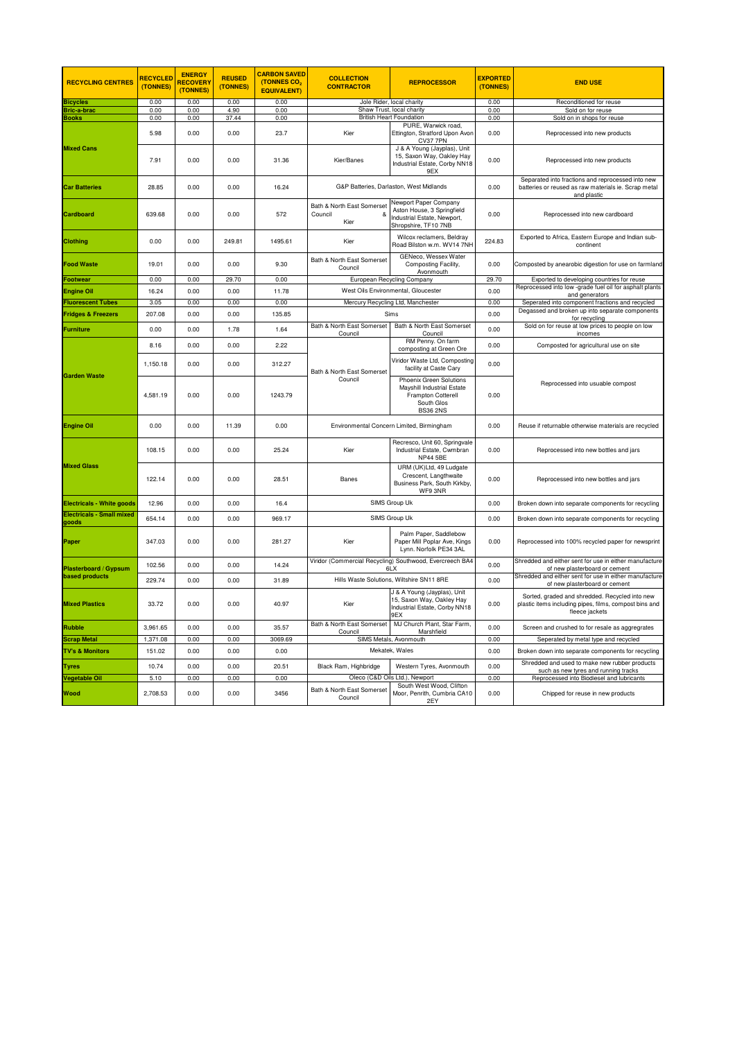| RECYCLING CENTRES | RECYCLED (TONNES) | ENERGY RECOVERY (TONNES) | REUSED (TONNES) | CARBON SAVED (TONNES $CO_2$ EQUIVALENT) | COLLECTION CONTRACTOR | REPROCESSOR | EXPORTED (TONNES) | END USE |
|---|---|---|---|---|---|---|---|---|
| Bicycles | 0.00 | 0.00 | 0.00 | 0.00 | Jole Rider, local charity | | 0.00 | Reconditioned for reuse |
| Bric-a-brac | 0.00 | 0.00 | 4.90 | 0.00 | Shaw Trust, local charity | | 0.00 | Sold on for reuse |
| Books | 0.00 | 0.00 | 37.44 | 0.00 | British Heart Foundation | | 0.00 | Sold on in shops for reuse |
| Mixed Cans | 5.98 | 0.00 | 0.00 | 23.7 | Kier | PURE, Warwick road, Ettington, Stratford Upon Avon CV37 7PN | 0.00 | Reprocessed into new products |
| | 7.91 | 0.00 | 0.00 | 31.36 | Kier/Banes | J & A Young (Jayplas), Unit 15, Saxon Way, Oakley Hay Industrial Estate, Corby NN18 9EX | 0.00 | Reprocessed into new products |
| Car Batteries | 28.85 | 0.00 | 0.00 | 16.24 | G&P Batteries, Darlaston, West Midlands | | 0.00 | Separated into fractions and reprocessed into new batteries or reused as raw materials ie. Scrap metal and plastic |
| Cardboard | 639.68 | 0.00 | 0.00 | 572 | Bath & North East Somerset Council & Kier | Newport Paper Company Aston House, 3 Springfield Industrial Estate, Newport, Shropshire, TF10 7NB | 0.00 | Reprocessed into new cardboard |
| Clothing | 0.00 | 0.00 | 249.81 | 1495.61 | Kier | Wilcox reclamers, Beldray Road Bilston w.m. WV14 7NH | 224.83 | Exported to Africa, Eastern Europe and Indian sub-continent |
| Food Waste | 19.01 | 0.00 | 0.00 | 9.30 | Bath & North East Somerset Council | GENeco, Wessex Water Composting Facility, Avonmouth | 0.00 | Composted by anearobic digestion for use on farmland |
| Footwear | 0.00 | 0.00 | 29.70 | 0.00 | European Recycling Company | | 29.70 | Exported to developing countries for reuse |
| Engine Oil | 16.24 | 0.00 | 0.00 | 11.78 | West Oils Environmental, Gloucester | | 0.00 | Reprocessed into low -grade fuel oil for asphalt plants and generators |
| Fluorescent Tubes | 3.05 | 0.00 | 0.00 | 0.00 | Mercury Recycling Ltd, Manchester | | 0.00 | Seperated into component fractions and recycled |
| Fridges & Freezers | 207.08 | 0.00 | 0.00 | 135.85 | Sims | | 0.00 | Degassed and broken up into separate components for recycling |
| Furniture | 0.00 | 0.00 | 1.78 | 1.64 | Bath & North East Somerset Council | Bath & North East Somerset Council | 0.00 | Sold on for reuse at low prices to people on low incomes |
| Garden Waste | 8.16 | 0.00 | 0.00 | 2.22 | Bath & North East Somerset Council | RM Penny. On farm composting at Green Ore | 0.00 | Composted for agricultural use on site |
| | 1,150.18 | 0.00 | 0.00 | 312.27 | | Viridor Waste Ltd, Composting facility at Caste Cary | 0.00 | Reprocessed into usuable compost |
| | 4,581.19 | 0.00 | 0.00 | 1243.79 | | Phoenix Green Solutions Mayshill Industrial Estate Frampton Cotterell South Glos BS36 2NS | 0.00 | |
| Engine Oil | 0.00 | 0.00 | 11.39 | 0.00 | Environmental Concern Limited, Birmingham | | 0.00 | Reuse if returnable otherwise materials are recycled |
| Mixed Glass | 108.15 | 0.00 | 0.00 | 25.24 | Kier | Recresco, Unit 60, Springvale Industrial Estate, Cwmbran NP44 5BE | 0.00 | Reprocessed into new bottles and jars |
| | 122.14 | 0.00 | 0.00 | 28.51 | Banes | URM (UK)Ltd, 49 Ludgate Crescent, Langthwaite Business Park, South Kirkby, WF9 3NR | 0.00 | Reprocessed into new bottles and jars |
| Electricals - White goods | 12.96 | 0.00 | 0.00 | 16.4 | SIMS Group Uk | | 0.00 | Broken down into separate components for recycling |
| Electricals - Small mixed goods | 654.14 | 0.00 | 0.00 | 969.17 | SIMS Group Uk | | 0.00 | Broken down into separate components for recycling |
| Paper | 347.03 | 0.00 | 0.00 | 281.27 | Kier | Palm Paper, Saddlebow Paper Mill Poplar Ave, Kings Lynn. Norfolk PE34 3AL | 0.00 | Reprocessed into 100% recycled paper for newsprint |
| Plasterboard / Gypsum based products | 102.56 | 0.00 | 0.00 | 14.24 | Viridor (Commercial Recycling) Southwood, Evercreech BA4 6LX | | 0.00 | Shredded and either sent for use in either manufacture of new plasterboard or cement |
| | 229.74 | 0.00 | 0.00 | 31.89 | Hills Waste Solutions, Wiltshire SN11 8RE | | 0.00 | Shredded and either sent for use in either manufacture of new plasterboard or cement |
| Mixed Plastics | 33.72 | 0.00 | 0.00 | 40.97 | Kier | J & A Young (Jayplas), Unit 15, Saxon Way, Oakley Hay Industrial Estate, Corby NN18 9EX | 0.00 | Sorted, graded and shredded. Recycled into new plastic items including pipes, films, compost bins and fleece jackets |
| Rubble | 3,961.65 | 0.00 | 0.00 | 35.57 | Bath & North East Somerset Council | MJ Church Plant, Star Farm, Marshfield | 0.00 | Screen and crushed to for resale as aggregrates |
| Scrap Metal | 1,371.08 | 0.00 | 0.00 | 3069.69 | SIMS Metals, Avonmouth | | 0.00 | Seperated by metal type and recycled |
| TV's & Monitors | 151.02 | 0.00 | 0.00 | 0.00 | Mekatek, Wales | | 0.00 | Broken down into separate components for recycling |
| Tyres | 10.74 | 0.00 | 0.00 | 20.51 | Black Ram, Highbridge | Western Tyres, Avonmouth | 0.00 | Shredded and used to make new rubber products such as new tyres and running tracks |
| Vegetable Oil | 5.10 | 0.00 | 0.00 | 0.00 | Oleco (C&D Oils Ltd.), Newport | | 0.00 | Reprocessed into Biodiesel and lubricants |
| Wood | 2,708.53 | 0.00 | 0.00 | 3456 | Bath & North East Somerset Council | South West Wood, Clifton Moor, Penrith, Cumbria CA10 2EY | 0.00 | Chipped for reuse in new products |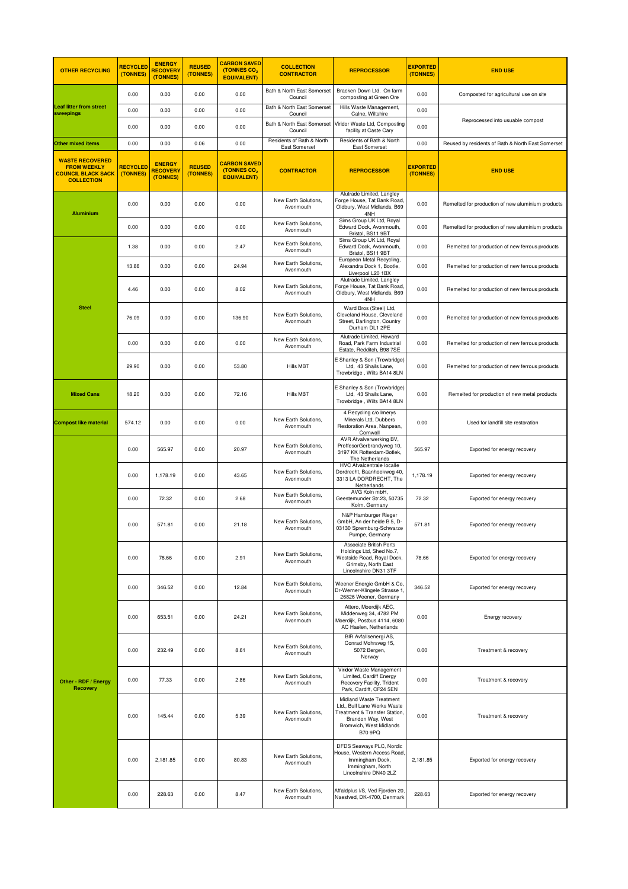| OTHER RECYCLING | RECYCLED (TONNES) | ENERGY RECOVERY (TONNES) | REUSED (TONNES) | CARBON SAVED (TONNES $CO_2$ EQUIVALENT) | COLLECTION CONTRACTOR | REPROCESSOR | EXPORTED (TONNES) | END USE |
|---|---|---|---|---|---|---|---|---|
| Leaf litter from street sweepings | 0.00 | 0.00 | 0.00 | 0.00 | Bath & North East Somerset Council | Bracken Down Ltd. On farm composting at Green Ore | 0.00 | Composted for agricultural use on site |
| | 0.00 | 0.00 | 0.00 | 0.00 | Bath & North East Somerset Council | Hills Waste Management, Calne, Wiltshire | 0.00 | Reprocessed into usuable compost |
| | 0.00 | 0.00 | 0.00 | 0.00 | Bath & North East Somerset Council | Viridor Waste Ltd, Composting facility at Caste Cary | 0.00 | |
| Other mixed items | 0.00 | 0.00 | 0.06 | 0.00 | Residents of Bath & North East Somerset | Residents of Bath & North East Somerset | 0.00 | Reused by residents of Bath & North East Somerset |

| WASTE RECOVERED FROM WEEKLY COUNCIL BLACK SACK COLLECTION | RECYCLED (TONNES) | ENERGY RECOVERY (TONNES) | REUSED (TONNES) | CARBON SAVED (TONNES $CO_2$ EQUIVALENT) | CONTRACTOR | REPROCESSOR | EXPORTED (TONNES) | END USE |
|---|---|---|---|---|---|---|---|---|
| Aluminium | 0.00 | 0.00 | 0.00 | 0.00 | New Earth Solutions, Avonmouth | Alutrade Limited, Langley Forge House, Tat Bank Road, Oldbury, West Midlands, B69 4NH | 0.00 | Remelted for production of new aluminium products |
| | 0.00 | 0.00 | 0.00 | 0.00 | New Earth Solutions, Avonmouth | Sims Group UK Ltd, Royal Edward Dock, Avonmouth, Bristol, BS11 9BT | 0.00 | Remelted for production of new aluminium products |
| Steel | 1.38 | 0.00 | 0.00 | 2.47 | New Earth Solutions, Avonmouth | Sims Group UK Ltd, Royal Edward Dock, Avonmouth, Bristol, BS11 9BT | 0.00 | Remelted for production of new ferrous products |
| | 13.86 | 0.00 | 0.00 | 24.94 | New Earth Solutions, Avonmouth | Europeon Metal Recycling, Alexandra Dock 1, Bootle, Liverpool L20 1BX | 0.00 | Remelted for production of new ferrous products |
| | 4.46 | 0.00 | 0.00 | 8.02 | New Earth Solutions, Avonmouth | Alutrade Limited, Langley Forge House, Tat Bank Road, Oldbury, West Midlands, B69 4NH | 0.00 | Remelted for production of new ferrous products |
| | 76.09 | 0.00 | 0.00 | 136.90 | New Earth Solutions, Avonmouth | Ward Bros (Steel) Ltd, Cleveland House, Cleveland Street, Darlington, Country Durham DL1 2PE | 0.00 | Remelted for production of new ferrous products |
| | 0.00 | 0.00 | 0.00 | 0.00 | New Earth Solutions, Avonmouth | Alutrade Limited, Howard Road, Park Farm Industrial Estate, Redditch, B98 7SE | 0.00 | Remelted for production of new ferrous products |
| | 29.90 | 0.00 | 0.00 | 53.80 | Hills MBT | E Shanley & Son (Trowbridge) Ltd, 43 Shails Lane, Trowbridge , Wilts BA14 8LN | 0.00 | Remelted for production of new ferrous products |
| Mixed Cans | 18.20 | 0.00 | 0.00 | 72.16 | Hills MBT | E Shanley & Son (Trowbridge) Ltd, 43 Shails Lane, Trowbridge , Wilts BA14 8LN | 0.00 | Remelted for production of new metal products |
| Compost like material | 574.12 | 0.00 | 0.00 | 0.00 | New Earth Solutions, Avonmouth | 4 Recycling c/o Imerys Minerals Ltd, Dubbers Restoration Area, Nanpean, Cornwall | 0.00 | Used for landfill site restoration |
| Other - RDF / Energy Recovery | 0.00 | 565.97 | 0.00 | 20.97 | New Earth Solutions, Avonmouth | AVR Afvalverwerking BV, ProffesorGerbrandyweg 10, 3197 KK Rotterdam-Botlek, The Netherlands | 565.97 | Exported for energy recovery |
| | 0.00 | 1,178.19 | 0.00 | 43.65 | New Earth Solutions, Avonmouth | HVC Afvalcentrale locatie Dordrecht, Baanhoekweg 40, 3313 LA DORDRECHT, The Netherlands | 1,178.19 | Exported for energy recovery |
| | 0.00 | 72.32 | 0.00 | 2.68 | New Earth Solutions, Avonmouth | AVG Koln mbH, Geestemunder Str.23, 50735 Koln, Germany | 72.32 | Exported for energy recovery |
| | 0.00 | 571.81 | 0.00 | 21.18 | New Earth Solutions, Avonmouth | N&P Hamburger Rieger GmbH, An der heide B 5, D-03130 Spremburg-Schwarze Pumpe, Germany | 571.81 | Exported for energy recovery |
| | 0.00 | 78.66 | 0.00 | 2.91 | New Earth Solutions, Avonmouth | Associate British Ports Holdings Ltd, Shed No.7, Westside Road, Royal Dock, Grimsby, North East Lincolnshire DN31 3TF | 78.66 | Exported for energy recovery |
| | 0.00 | 346.52 | 0.00 | 12.84 | New Earth Solutions, Avonmouth | Weener Energie GmbH & Co, Dr-Werner-Klingele Strasse 1, 26826 Weener, Germany | 346.52 | Exported for energy recovery |
| | 0.00 | 653.51 | 0.00 | 24.21 | New Earth Solutions, Avonmouth | Attero, Moerdijk AEC, Middenweg 34, 4782 PM Moerdijk, Postbus 4114, 6080 AC Haelen, Netherlands | 0.00 | Energy recovery |
| | 0.00 | 232.49 | 0.00 | 8.61 | New Earth Solutions, Avonmouth | BIR Avfallsenergi AS, Conrad Mohrsveg 15, 5072 Bergen, Norway | 0.00 | Treatment & recovery |
| | 0.00 | 77.33 | 0.00 | 2.86 | New Earth Solutions, Avonmouth | Viridor Waste Management Limited, Cardiff Energy Recovery Facility, Trident Park, Cardiff, CF24 5EN | 0.00 | Treatment & recovery |
| | 0.00 | 145.44 | 0.00 | 5.39 | New Earth Solutions, Avonmouth | Midland Waste Treatment Ltd., Bull Lane Works Waste Treatment & Transfer Station, Brandon Way, West Bromwich, West Midlands B70 9PQ | 0.00 | Treatment & recovery |
| | 0.00 | 2,181.85 | 0.00 | 80.83 | New Earth Solutions, Avonmouth | DFDS Seaways PLC, Nordic House, Western Access Road, Immingham Dock, Immingham, North Lincolnshire DN40 2LZ | 2,181.85 | Exported for energy recovery |
| | 0.00 | 228.63 | 0.00 | 8.47 | New Earth Solutions, Avonmouth | Affaldplus I/S, Ved Fjorden 20, Naestved, DK-4700, Denmark | 228.63 | Exported for energy recovery |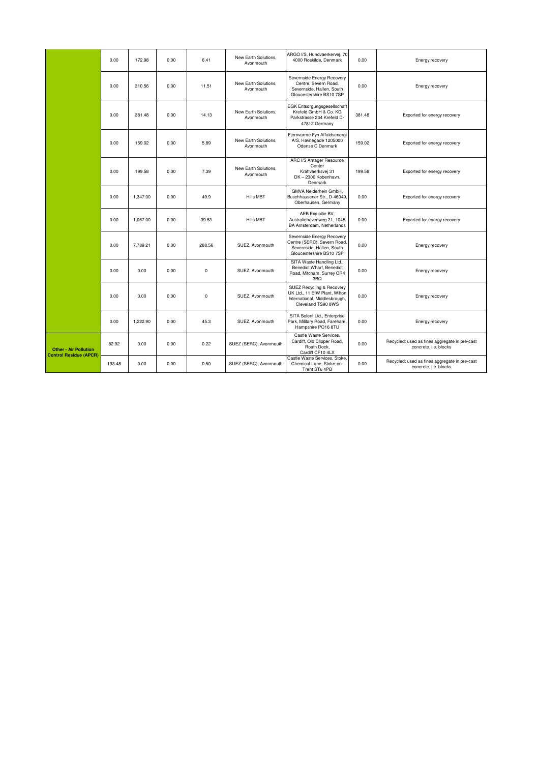| | | | | | | | | |
|---|---|---|---|---|---|---|---|---|
| | 0.00 | 172.98 | 0.00 | 6.41 | New Earth Solutions, Avonmouth | ARGO I/S, Hundvaerkervej, 70 4000 Roskilde, Denmark | 0.00 | Energy recovery |
| | 0.00 | 310.56 | 0.00 | 11.51 | New Earth Solutions, Avonmouth | Severnside Energy Recovery Centre, Severn Road, Severnside, Hallen, South Gloucestershire BS10 7SP | 0.00 | Energy recovery |
| | 0.00 | 381.48 | 0.00 | 14.13 | New Earth Solutions, Avonmouth | EGK Entsorgungsgesellschaft Krefeld GmbH & Co. KG Parkstrasse 234 Krefeld D-47812 Germany | 381.48 | Exported for energy recovery |
| | 0.00 | 159.02 | 0.00 | 5.89 | New Earth Solutions, Avonmouth | Fjernvarme Fyn Affaldsenergi A/S, Havnegade 1205000 Odense C Denmark | 159.02 | Exported for energy recovery |
| | 0.00 | 199.58 | 0.00 | 7.39 | New Earth Solutions, Avonmouth | ARC I/S Amager Resource Center Kraftvaerksvej 31 DK – 2300 København, Denmark | 199.58 | Exported for energy recovery |
| | 0.00 | 1,347.00 | 0.00 | 49.9 | Hills MBT | GMVA Neiderhein GmbH, Buschhausener Str., D-46049, Oberhausen, Germany | 0.00 | Exported for energy recovery |
| | 0.00 | 1,067.00 | 0.00 | 39.53 | Hills MBT | AEB Exp;oitie BV, Australiehavenweg 21, 1045 BA Amsterdam, Netherlands | 0.00 | Exported for energy recovery |
| | 0.00 | 7,789.21 | 0.00 | 288.56 | SUEZ, Avonmouth | Severnside Energy Recovery Centre (SERC), Severn Road, Severnside, Hallen, South Gloucestershire BS10 7SP | 0.00 | Energy recovery |
| | 0.00 | 0.00 | 0.00 | 0 | SUEZ, Avonmouth | SITA Waste Handling Ltd., Benedict Wharf, Benedict Road, Mitcham, Surrey CR4 3BQ | 0.00 | Energy recovery |
| | 0.00 | 0.00 | 0.00 | 0 | SUEZ, Avonmouth | SUEZ Recycling & Recovery UK Ltd., 11 EfW Plant, Wilton International, Middlesbrough, Cleveland TS90 8WS | 0.00 | Energy recovery |
| | 0.00 | 1,222.90 | 0.00 | 45.3 | SUEZ, Avonmouth | SITA Solent Ltd., Enterprise Park, Military Road, Fareham, Hampshire PO16 8TU | 0.00 | Energy recovery |
| **Other - Air Pollution Control Residue (APCR)** | 82.92 | 0.00 | 0.00 | 0.22 | SUEZ (SERC), Avonmouth | Castle Waste Services, Cardiff, Old Clipper Road, Roath Dock, Cardiff CF10 4LX | 0.00 | Recycled: used as fines aggregate in pre-cast concrete, i.e. blocks |
| | 193.48 | 0.00 | 0.00 | 0.50 | SUEZ (SERC), Avonmouth | Castle Waste Services, Stoke, Chemical Lane, Stoke-on-Trent ST6 4PB | 0.00 | Recycled: used as fines aggregate in pre-cast concrete, i.e. blocks |